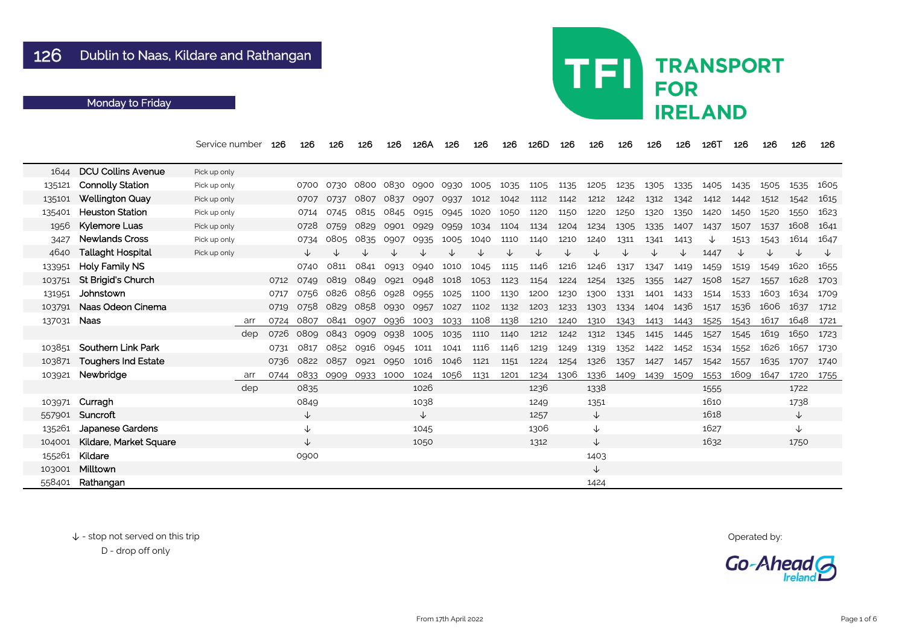# 126 Dublin to Naas, Kildare and Rathangan

## Monday to Friday

| | Service number | | | 126 | 126 | 126 | 126 | 126 | 126A | 126 | 126 | 126 | 126D | 126 | 126 | 126 | 126 | 126 | 126T | 126 | 126 | 126 | 126 |
|---|---|---|---|---|---|---|---|---|---|---|---|---|---|---|---|---|---|---|---|---|---|---|---|
| 1644 | DCU Collins Avenue | Pick up only | | | | | | | | | | | | | | | | | | | | | |
| 135121 | Connolly Station | Pick up only | | | 0700 | 0730 | 0800 | 0830 | 0900 | 0930 | 1005 | 1035 | 1105 | 1135 | 1205 | 1235 | 1305 | 1335 | 1405 | 1435 | 1505 | 1535 | 1605 |
| 135101 | Wellington Quay | Pick up only | | | 0707 | 0737 | 0807 | 0837 | 0907 | 0937 | 1012 | 1042 | 1112 | 1142 | 1212 | 1242 | 1312 | 1342 | 1412 | 1442 | 1512 | 1542 | 1615 |
| 135401 | Heuston Station | Pick up only | | | 0714 | 0745 | 0815 | 0845 | 0915 | 0945 | 1020 | 1050 | 1120 | 1150 | 1220 | 1250 | 1320 | 1350 | 1420 | 1450 | 1520 | 1550 | 1623 |
| 1956 | Kylemore Luas | Pick up only | | | 0728 | 0759 | 0829 | 0901 | 0929 | 0959 | 1034 | 1104 | 1134 | 1204 | 1234 | 1305 | 1335 | 1407 | 1437 | 1507 | 1537 | 1608 | 1641 |
| 3427 | Newlands Cross | Pick up only | | | 0734 | 0805 | 0835 | 0907 | 0935 | 1005 | 1040 | 1110 | 1140 | 1210 | 1240 | 1311 | 1341 | 1413 | ↓ | 1513 | 1543 | 1614 | 1647 |
| 4640 | Tallaght Hospital | Pick up only | | | ↓ | ↓ | ↓ | ↓ | ↓ | ↓ | ↓ | ↓ | ↓ | ↓ | ↓ | ↓ | ↓ | ↓ | 1447 | ↓ | ↓ | ↓ | ↓ |
| 133951 | Holy Family NS | | | | 0740 | 0811 | 0841 | 0913 | 0940 | 1010 | 1045 | 1115 | 1146 | 1216 | 1246 | 1317 | 1347 | 1419 | 1459 | 1519 | 1549 | 1620 | 1655 |
| 103751 | St Brigid's Church | | | 0712 | 0749 | 0819 | 0849 | 0921 | 0948 | 1018 | 1053 | 1123 | 1154 | 1224 | 1254 | 1325 | 1355 | 1427 | 1508 | 1527 | 1557 | 1628 | 1703 |
| 131951 | Johnstown | | | 0717 | 0756 | 0826 | 0856 | 0928 | 0955 | 1025 | 1100 | 1130 | 1200 | 1230 | 1300 | 1331 | 1401 | 1433 | 1514 | 1533 | 1603 | 1634 | 1709 |
| 103791 | Naas Odeon Cinema | | | 0719 | 0758 | 0829 | 0858 | 0930 | 0957 | 1027 | 1102 | 1132 | 1203 | 1233 | 1303 | 1334 | 1404 | 1436 | 1517 | 1536 | 1606 | 1637 | 1712 |
| 137031 | Naas | | arr | 0724 | 0807 | 0841 | 0907 | 0936 | 1003 | 1033 | 1108 | 1138 | 1210 | 1240 | 1310 | 1343 | 1413 | 1443 | 1525 | 1543 | 1617 | 1648 | 1721 |
| | | | dep | 0726 | 0809 | 0843 | 0909 | 0938 | 1005 | 1035 | 1110 | 1140 | 1212 | 1242 | 1312 | 1345 | 1415 | 1445 | 1527 | 1545 | 1619 | 1650 | 1723 |
| 103851 | Southern Link Park | | | 0731 | 0817 | 0852 | 0916 | 0945 | 1011 | 1041 | 1116 | 1146 | 1219 | 1249 | 1319 | 1352 | 1422 | 1452 | 1534 | 1552 | 1626 | 1657 | 1730 |
| 103871 | Toughers Ind Estate | | | 0736 | 0822 | 0857 | 0921 | 0950 | 1016 | 1046 | 1121 | 1151 | 1224 | 1254 | 1326 | 1357 | 1427 | 1457 | 1542 | 1557 | 1635 | 1707 | 1740 |
| 103921 | Newbridge | | arr | 0744 | 0833 | 0909 | 0933 | 1000 | 1024 | 1056 | 1131 | 1201 | 1234 | 1306 | 1336 | 1409 | 1439 | 1509 | 1553 | 1609 | 1647 | 1720 | 1755 |
| | | | dep | | 0835 | | | | 1026 | | | | 1236 | | 1338 | | | | 1555 | | | 1722 | |
| 103971 | Curragh | | | | 0849 | | | | 1038 | | | | 1249 | | 1351 | | | | 1610 | | | 1738 | |
| 557901 | Suncroft | | | | ↓ | | | | ↓ | | | | 1257 | | ↓ | | | | 1618 | | | ↓ | |
| 135261 | Japanese Gardens | | | | ↓ | | | | 1045 | | | | 1306 | | ↓ | | | | 1627 | | | ↓ | |
| 104001 | Kildare, Market Square | | | | ↓ | | | | 1050 | | | | 1312 | | ↓ | | | | 1632 | | | 1750 | |
| 155261 | Kildare | | | | 0900 | | | | | | | | | | 1403 | | | | | | | | |
| 103001 | Milltown | | | | | | | | | | | | | | ↓ | | | | | | | | |
| 558401 | Rathangan | | | | | | | | | | | | | | 1424 | | | | | | | | |

↓ - stop not served on this trip

D - drop off only

Operated by: Go-Ahead Ireland

From 17th April 2022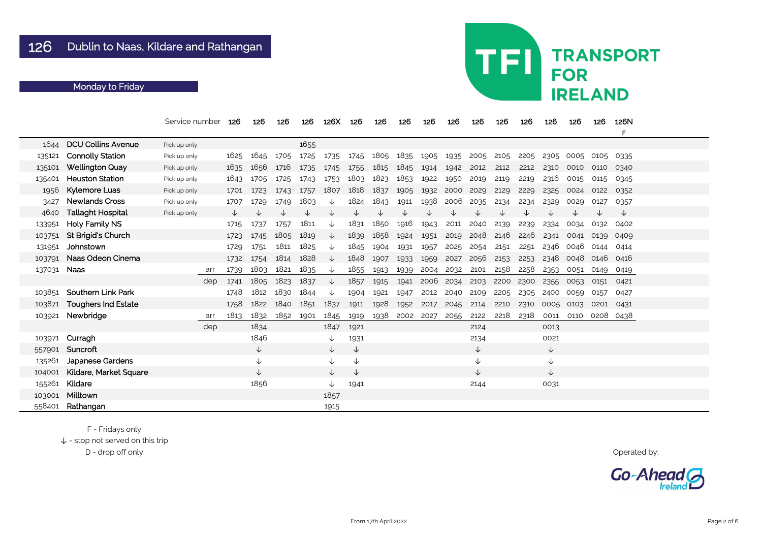# 126 Dublin to Naas, Kildare and Rathangan

## Monday to Friday

TFI TRANSPORT FOR IRELAND

| | | Service number | | 126 | 126 | 126 | 126 | 126X | 126 | 126 | 126 | 126 | 126 | 126 | 126 | 126 | 126 | 126 | 126 | 126N F |
|---|---|---|---|---|---|---|---|---|---|---|---|---|---|---|---|---|---|---|---|---|
| 1644 | DCU Collins Avenue | Pick up only | | | | | 1655 | | | | | | | | | | | | | |
| 135121 | Connolly Station | Pick up only | | 1625 | 1645 | 1705 | 1725 | 1735 | 1745 | 1805 | 1835 | 1905 | 1935 | 2005 | 2105 | 2205 | 2305 | 0005 | 0105 | 0335 |
| 135101 | Wellington Quay | Pick up only | | 1635 | 1656 | 1716 | 1735 | 1745 | 1755 | 1815 | 1845 | 1914 | 1942 | 2012 | 2112 | 2212 | 2310 | 0010 | 0110 | 0340 |
| 135401 | Heuston Station | Pick up only | | 1643 | 1705 | 1725 | 1743 | 1753 | 1803 | 1823 | 1853 | 1922 | 1950 | 2019 | 2119 | 2219 | 2316 | 0015 | 0115 | 0345 |
| 1956 | Kylemore Luas | Pick up only | | 1701 | 1723 | 1743 | 1757 | 1807 | 1818 | 1837 | 1905 | 1932 | 2000 | 2029 | 2129 | 2229 | 2325 | 0024 | 0122 | 0352 |
| 3427 | Newlands Cross | Pick up only | | 1707 | 1729 | 1749 | 1803 | ↓ | 1824 | 1843 | 1911 | 1938 | 2006 | 2035 | 2134 | 2234 | 2329 | 0029 | 0127 | 0357 |
| 4640 | Tallaght Hospital | Pick up only | | ↓ | ↓ | ↓ | ↓ | ↓ | ↓ | ↓ | ↓ | ↓ | ↓ | ↓ | ↓ | ↓ | ↓ | ↓ | ↓ | ↓ |
| 133951 | Holy Family NS | | | 1715 | 1737 | 1757 | 1811 | ↓ | 1831 | 1850 | 1916 | 1943 | 2011 | 2040 | 2139 | 2239 | 2334 | 0034 | 0132 | 0402 |
| 103751 | St Brigid's Church | | | 1723 | 1745 | 1805 | 1819 | ↓ | 1839 | 1858 | 1924 | 1951 | 2019 | 2048 | 2146 | 2246 | 2341 | 0041 | 0139 | 0409 |
| 131951 | Johnstown | | | 1729 | 1751 | 1811 | 1825 | ↓ | 1845 | 1904 | 1931 | 1957 | 2025 | 2054 | 2151 | 2251 | 2346 | 0046 | 0144 | 0414 |
| 103791 | Naas Odeon Cinema | | | 1732 | 1754 | 1814 | 1828 | ↓ | 1848 | 1907 | 1933 | 1959 | 2027 | 2056 | 2153 | 2253 | 2348 | 0048 | 0146 | 0416 |
| 137031 | Naas | | arr | 1739 | 1803 | 1821 | 1835 | ↓ | 1855 | 1913 | 1939 | 2004 | 2032 | 2101 | 2158 | 2258 | 2353 | 0051 | 0149 | 0419 |
| | | | dep | 1741 | 1805 | 1823 | 1837 | ↓ | 1857 | 1915 | 1941 | 2006 | 2034 | 2103 | 2200 | 2300 | 2355 | 0053 | 0151 | 0421 |
| 103851 | Southern Link Park | | | 1748 | 1812 | 1830 | 1844 | ↓ | 1904 | 1921 | 1947 | 2012 | 2040 | 2109 | 2205 | 2305 | 2400 | 0059 | 0157 | 0427 |
| 103871 | Toughers Ind Estate | | | 1758 | 1822 | 1840 | 1851 | 1837 | 1911 | 1928 | 1952 | 2017 | 2045 | 2114 | 2210 | 2310 | 0005 | 0103 | 0201 | 0431 |
| 103921 | Newbridge | | arr | 1813 | 1832 | 1852 | 1901 | 1845 | 1919 | 1938 | 2002 | 2027 | 2055 | 2122 | 2218 | 2318 | 0011 | 0110 | 0208 | 0438 |
| | | | dep | | 1834 | | | 1847 | 1921 | | | | | 2124 | | | 0013 | | | |
| 103971 | Curragh | | | | 1846 | | | ↓ | 1931 | | | | | 2134 | | | 0021 | | | |
| 557901 | Suncroft | | | | ↓ | | | ↓ | ↓ | | | | | ↓ | | | ↓ | | | |
| 135261 | Japanese Gardens | | | | ↓ | | | ↓ | ↓ | | | | | ↓ | | | ↓ | | | |
| 104001 | Kildare, Market Square | | | | ↓ | | | ↓ | ↓ | | | | | ↓ | | | ↓ | | | |
| 155261 | Kildare | | | | 1856 | | | ↓ | 1941 | | | | | 2144 | | | 0031 | | | |
| 103001 | Milltown | | | | | | | 1857 | | | | | | | | | | | | |
| 558401 | Rathangan | | | | | | | 1915 | | | | | | | | | | | | |

F - Fridays only
↓ - stop not served on this trip
D - drop off only

From 17th April 2022

Operated by: Go-Ahead Ireland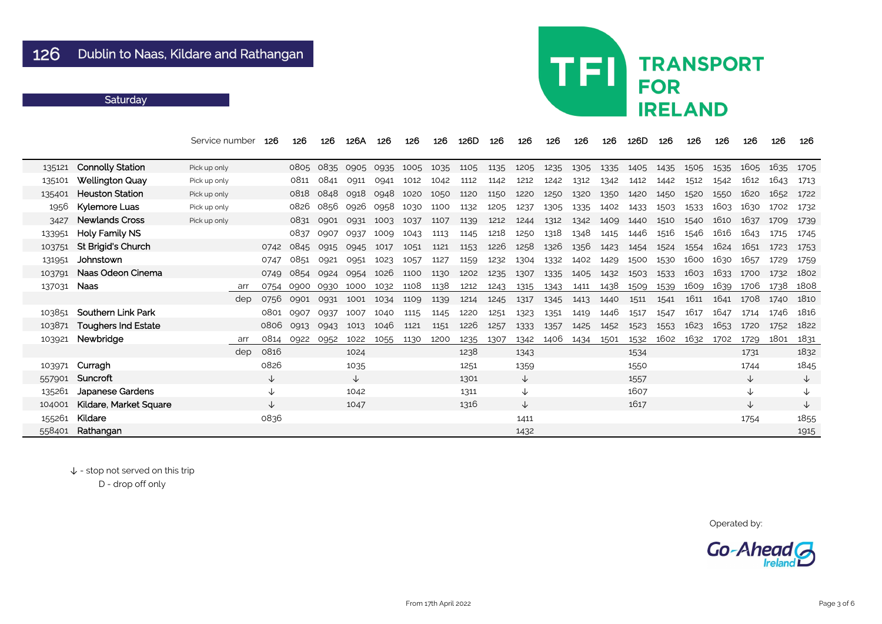# 126 Dublin to Naas, Kildare and Rathangan

**Saturday**

TFI TRANSPORT FOR IRELAND

| | | Service number | | 126 | 126 | 126 | 126A | 126 | 126 | 126 | 126D | 126 | 126 | 126 | 126 | 126 | 126D | 126 | 126 | 126 | 126 | 126 | 126 |
|---|---|---|---|---|---|---|---|---|---|---|---|---|---|---|---|---|---|---|---|---|---|---|---|
| 135121 | Connolly Station | Pick up only | | | 0805 | 0835 | 0905 | 0935 | 1005 | 1035 | 1105 | 1135 | 1205 | 1235 | 1305 | 1335 | 1405 | 1435 | 1505 | 1535 | 1605 | 1635 | 1705 |
| 135101 | Wellington Quay | Pick up only | | | 0811 | 0841 | 0911 | 0941 | 1012 | 1042 | 1112 | 1142 | 1212 | 1242 | 1312 | 1342 | 1412 | 1442 | 1512 | 1542 | 1612 | 1643 | 1713 |
| 135401 | Heuston Station | Pick up only | | | 0818 | 0848 | 0918 | 0948 | 1020 | 1050 | 1120 | 1150 | 1220 | 1250 | 1320 | 1350 | 1420 | 1450 | 1520 | 1550 | 1620 | 1652 | 1722 |
| 1956 | Kylemore Luas | Pick up only | | | 0826 | 0856 | 0926 | 0958 | 1030 | 1100 | 1132 | 1205 | 1237 | 1305 | 1335 | 1402 | 1433 | 1503 | 1533 | 1603 | 1630 | 1702 | 1732 |
| 3427 | Newlands Cross | Pick up only | | | 0831 | 0901 | 0931 | 1003 | 1037 | 1107 | 1139 | 1212 | 1244 | 1312 | 1342 | 1409 | 1440 | 1510 | 1540 | 1610 | 1637 | 1709 | 1739 |
| 133951 | Holy Family NS | | | | 0837 | 0907 | 0937 | 1009 | 1043 | 1113 | 1145 | 1218 | 1250 | 1318 | 1348 | 1415 | 1446 | 1516 | 1546 | 1616 | 1643 | 1715 | 1745 |
| 103751 | St Brigid's Church | | | 0742 | 0845 | 0915 | 0945 | 1017 | 1051 | 1121 | 1153 | 1226 | 1258 | 1326 | 1356 | 1423 | 1454 | 1524 | 1554 | 1624 | 1651 | 1723 | 1753 |
| 131951 | Johnstown | | | 0747 | 0851 | 0921 | 0951 | 1023 | 1057 | 1127 | 1159 | 1232 | 1304 | 1332 | 1402 | 1429 | 1500 | 1530 | 1600 | 1630 | 1657 | 1729 | 1759 |
| 103791 | Naas Odeon Cinema | | | 0749 | 0854 | 0924 | 0954 | 1026 | 1100 | 1130 | 1202 | 1235 | 1307 | 1335 | 1405 | 1432 | 1503 | 1533 | 1603 | 1633 | 1700 | 1732 | 1802 |
| 137031 | Naas | | arr | 0754 | 0900 | 0930 | 1000 | 1032 | 1108 | 1138 | 1212 | 1243 | 1315 | 1343 | 1411 | 1438 | 1509 | 1539 | 1609 | 1639 | 1706 | 1738 | 1808 |
| | | | dep | 0756 | 0901 | 0931 | 1001 | 1034 | 1109 | 1139 | 1214 | 1245 | 1317 | 1345 | 1413 | 1440 | 1511 | 1541 | 1611 | 1641 | 1708 | 1740 | 1810 |
| 103851 | Southern Link Park | | | 0801 | 0907 | 0937 | 1007 | 1040 | 1115 | 1145 | 1220 | 1251 | 1323 | 1351 | 1419 | 1446 | 1517 | 1547 | 1617 | 1647 | 1714 | 1746 | 1816 |
| 103871 | Toughers Ind Estate | | | 0806 | 0913 | 0943 | 1013 | 1046 | 1121 | 1151 | 1226 | 1257 | 1333 | 1357 | 1425 | 1452 | 1523 | 1553 | 1623 | 1653 | 1720 | 1752 | 1822 |
| 103921 | Newbridge | | arr | 0814 | 0922 | 0952 | 1022 | 1055 | 1130 | 1200 | 1235 | 1307 | 1342 | 1406 | 1434 | 1501 | 1532 | 1602 | 1632 | 1702 | 1729 | 1801 | 1831 |
| | | | dep | 0816 | | | 1024 | | | | 1238 | | 1343 | | | | 1534 | | | | 1731 | | 1832 |
| 103971 | Curragh | | | 0826 | | | 1035 | | | | 1251 | | 1359 | | | | 1550 | | | | 1744 | | 1845 |
| 557901 | Suncroft | | | ↓ | | | ↓ | | | | 1301 | | ↓ | | | | 1557 | | | | ↓ | | ↓ |
| 135261 | Japanese Gardens | | | ↓ | | | 1042 | | | | 1311 | | ↓ | | | | 1607 | | | | ↓ | | ↓ |
| 104001 | Kildare, Market Square | | | ↓ | | | 1047 | | | | 1316 | | ↓ | | | | 1617 | | | | ↓ | | ↓ |
| 155261 | Kildare | | | 0836 | | | | | | | | | 1411 | | | | | | | | 1754 | | 1855 |
| 558401 | Rathangan | | | | | | | | | | | | 1432 | | | | | | | | | | 1915 |

↓ - stop not served on this trip

D - drop off only

Operated by: Go-Ahead Ireland

From 17th April 2022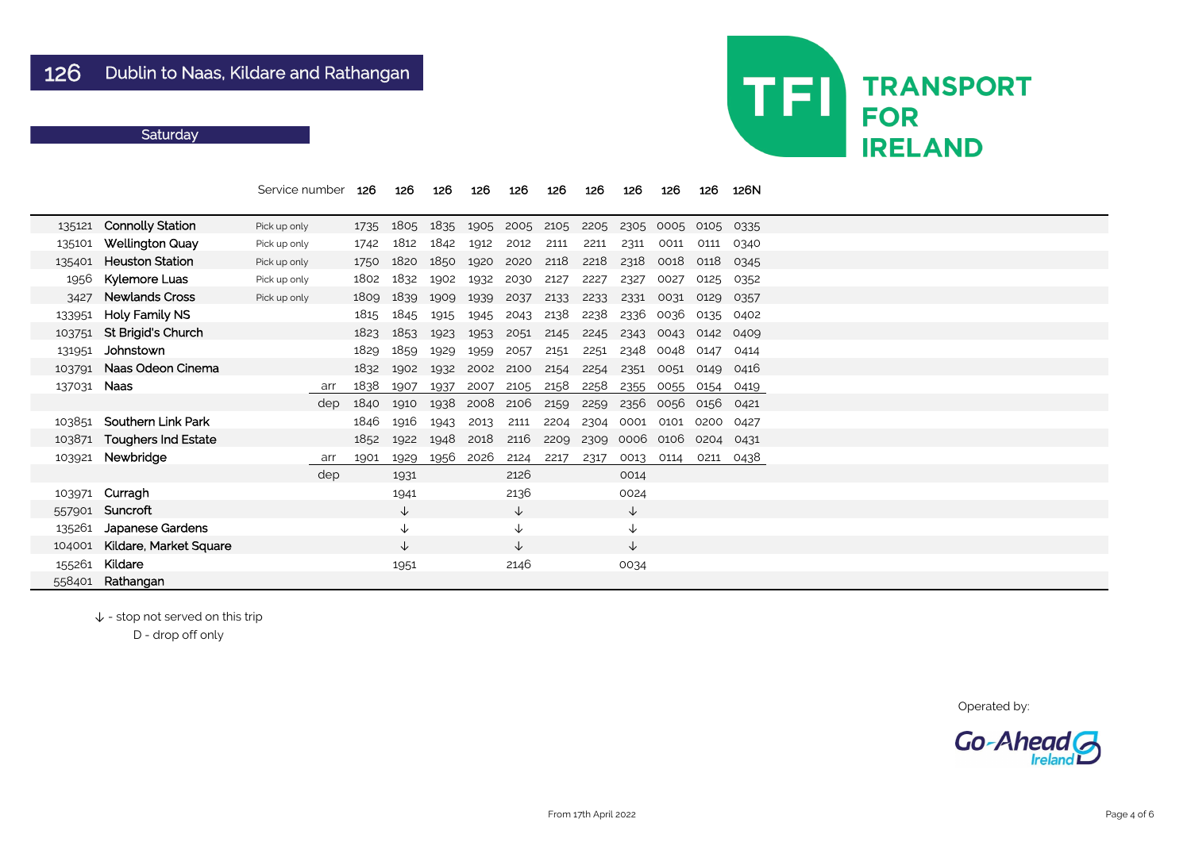# 126 Dublin to Naas, Kildare and Rathangan

## Saturday

TFI TRANSPORT FOR IRELAND

| | | Service number | | 126 | 126 | 126 | 126 | 126 | 126 | 126 | 126 | 126 | 126 | 126N |
|---|---|---|---|---|---|---|---|---|---|---|---|---|---|---|
| 135121 | Connolly Station | Pick up only | | 1735 | 1805 | 1835 | 1905 | 2005 | 2105 | 2205 | 2305 | 0005 | 0105 | 0335 |
| 135101 | Wellington Quay | Pick up only | | 1742 | 1812 | 1842 | 1912 | 2012 | 2111 | 2211 | 2311 | 0011 | 0111 | 0340 |
| 135401 | Heuston Station | Pick up only | | 1750 | 1820 | 1850 | 1920 | 2020 | 2118 | 2218 | 2318 | 0018 | 0118 | 0345 |
| 1956 | Kylemore Luas | Pick up only | | 1802 | 1832 | 1902 | 1932 | 2030 | 2127 | 2227 | 2327 | 0027 | 0125 | 0352 |
| 3427 | Newlands Cross | Pick up only | | 1809 | 1839 | 1909 | 1939 | 2037 | 2133 | 2233 | 2331 | 0031 | 0129 | 0357 |
| 133951 | Holy Family NS | | | 1815 | 1845 | 1915 | 1945 | 2043 | 2138 | 2238 | 2336 | 0036 | 0135 | 0402 |
| 103751 | St Brigid's Church | | | 1823 | 1853 | 1923 | 1953 | 2051 | 2145 | 2245 | 2343 | 0043 | 0142 | 0409 |
| 131951 | Johnstown | | | 1829 | 1859 | 1929 | 1959 | 2057 | 2151 | 2251 | 2348 | 0048 | 0147 | 0414 |
| 103791 | Naas Odeon Cinema | | | 1832 | 1902 | 1932 | 2002 | 2100 | 2154 | 2254 | 2351 | 0051 | 0149 | 0416 |
| 137031 | Naas | | arr | 1838 | 1907 | 1937 | 2007 | 2105 | 2158 | 2258 | 2355 | 0055 | 0154 | 0419 |
| | | | dep | 1840 | 1910 | 1938 | 2008 | 2106 | 2159 | 2259 | 2356 | 0056 | 0156 | 0421 |
| 103851 | Southern Link Park | | | 1846 | 1916 | 1943 | 2013 | 2111 | 2204 | 2304 | 0001 | 0101 | 0200 | 0427 |
| 103871 | Toughers Ind Estate | | | 1852 | 1922 | 1948 | 2018 | 2116 | 2209 | 2309 | 0006 | 0106 | 0204 | 0431 |
| 103921 | Newbridge | | arr | 1901 | 1929 | 1956 | 2026 | 2124 | 2217 | 2317 | 0013 | 0114 | 0211 | 0438 |
| | | | dep | | 1931 | | | 2126 | | | 0014 | | | |
| 103971 | Curragh | | | | 1941 | | | 2136 | | | 0024 | | | |
| 557901 | Suncroft | | | | ↓ | | | ↓ | | | ↓ | | | |
| 135261 | Japanese Gardens | | | | ↓ | | | ↓ | | | ↓ | | | |
| 104001 | Kildare, Market Square | | | | ↓ | | | ↓ | | | ↓ | | | |
| 155261 | Kildare | | | | 1951 | | | 2146 | | | 0034 | | | |
| 558401 | Rathangan | | | | | | | | | | | | | |

↓ - stop not served on this trip

D - drop off only

Operated by: Go-Ahead Ireland

From 17th April 2022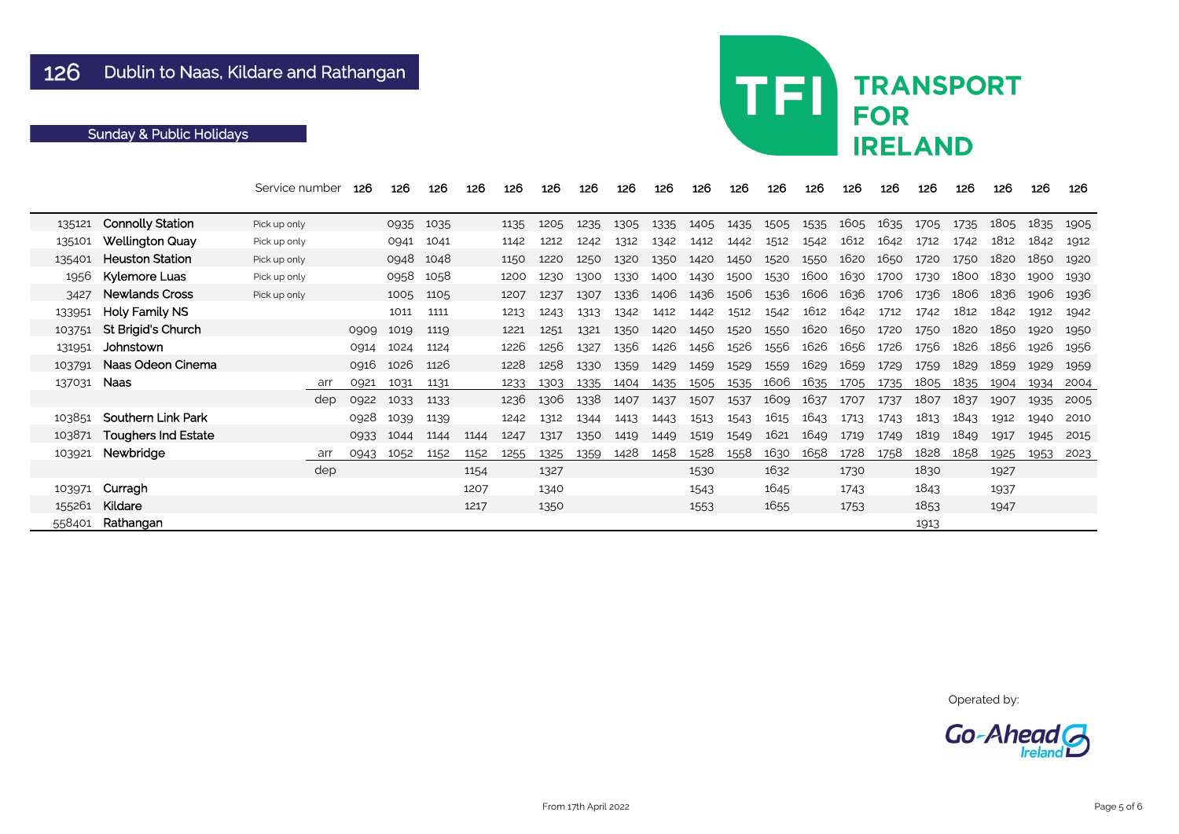# 126 Dublin to Naas, Kildare and Rathangan

## Sunday & Public Holidays

| | | Service number | | 126 | 126 | 126 | 126 | 126 | 126 | 126 | 126 | 126 | 126 | 126 | 126 | 126 | 126 | 126 | 126 | 126 | 126 | 126 | 126 |
|---|---|---|---|---|---|---|---|---|---|---|---|---|---|---|---|---|---|---|---|---|---|---|---|
| 135121 | Connolly Station | Pick up only | | | 0935 | 1035 | | 1135 | 1205 | 1235 | 1305 | 1335 | 1405 | 1435 | 1505 | 1535 | 1605 | 1635 | 1705 | 1735 | 1805 | 1835 | 1905 |
| 135101 | Wellington Quay | Pick up only | | | 0941 | 1041 | | 1142 | 1212 | 1242 | 1312 | 1342 | 1412 | 1442 | 1512 | 1542 | 1612 | 1642 | 1712 | 1742 | 1812 | 1842 | 1912 |
| 135401 | Heuston Station | Pick up only | | | 0948 | 1048 | | 1150 | 1220 | 1250 | 1320 | 1350 | 1420 | 1450 | 1520 | 1550 | 1620 | 1650 | 1720 | 1750 | 1820 | 1850 | 1920 |
| 1956 | Kylemore Luas | Pick up only | | | 0958 | 1058 | | 1200 | 1230 | 1300 | 1330 | 1400 | 1430 | 1500 | 1530 | 1600 | 1630 | 1700 | 1730 | 1800 | 1830 | 1900 | 1930 |
| 3427 | Newlands Cross | Pick up only | | | 1005 | 1105 | | 1207 | 1237 | 1307 | 1336 | 1406 | 1436 | 1506 | 1536 | 1606 | 1636 | 1706 | 1736 | 1806 | 1836 | 1906 | 1936 |
| 133951 | Holy Family NS | | | | 1011 | 1111 | | 1213 | 1243 | 1313 | 1342 | 1412 | 1442 | 1512 | 1542 | 1612 | 1642 | 1712 | 1742 | 1812 | 1842 | 1912 | 1942 |
| 103751 | St Brigid's Church | | | 0909 | 1019 | 1119 | | 1221 | 1251 | 1321 | 1350 | 1420 | 1450 | 1520 | 1550 | 1620 | 1650 | 1720 | 1750 | 1820 | 1850 | 1920 | 1950 |
| 131951 | Johnstown | | | 0914 | 1024 | 1124 | | 1226 | 1256 | 1327 | 1356 | 1426 | 1456 | 1526 | 1556 | 1626 | 1656 | 1726 | 1756 | 1826 | 1856 | 1926 | 1956 |
| 103791 | Naas Odeon Cinema | | | 0916 | 1026 | 1126 | | 1228 | 1258 | 1330 | 1359 | 1429 | 1459 | 1529 | 1559 | 1629 | 1659 | 1729 | 1759 | 1829 | 1859 | 1929 | 1959 |
| 137031 | Naas | | arr | 0921 | 1031 | 1131 | | 1233 | 1303 | 1335 | 1404 | 1435 | 1505 | 1535 | 1606 | 1635 | 1705 | 1735 | 1805 | 1835 | 1904 | 1934 | 2004 |
| | | | dep | 0922 | 1033 | 1133 | | 1236 | 1306 | 1338 | 1407 | 1437 | 1507 | 1537 | 1609 | 1637 | 1707 | 1737 | 1807 | 1837 | 1907 | 1935 | 2005 |
| 103851 | Southern Link Park | | | 0928 | 1039 | 1139 | | 1242 | 1312 | 1344 | 1413 | 1443 | 1513 | 1543 | 1615 | 1643 | 1713 | 1743 | 1813 | 1843 | 1912 | 1940 | 2010 |
| 103871 | Toughers Ind Estate | | | 0933 | 1044 | 1144 | 1144 | 1247 | 1317 | 1350 | 1419 | 1449 | 1519 | 1549 | 1621 | 1649 | 1719 | 1749 | 1819 | 1849 | 1917 | 1945 | 2015 |
| 103921 | Newbridge | | arr | 0943 | 1052 | 1152 | 1152 | 1255 | 1325 | 1359 | 1428 | 1458 | 1528 | 1558 | 1630 | 1658 | 1728 | 1758 | 1828 | 1858 | 1925 | 1953 | 2023 |
| | | | dep | | | | 1154 | | 1327 | | | | 1530 | | 1632 | | 1730 | | 1830 | | 1927 | | |
| 103971 | Curragh | | | | | | 1207 | | 1340 | | | | 1543 | | 1645 | | 1743 | | 1843 | | 1937 | | |
| 155261 | Kildare | | | | | | 1217 | | 1350 | | | | 1553 | | 1655 | | 1753 | | 1853 | | 1947 | | |
| 558401 | Rathangan | | | | | | | | | | | | | | | | | | 1913 | | | | |

Operated by: Go-Ahead Ireland

From 17th April 2022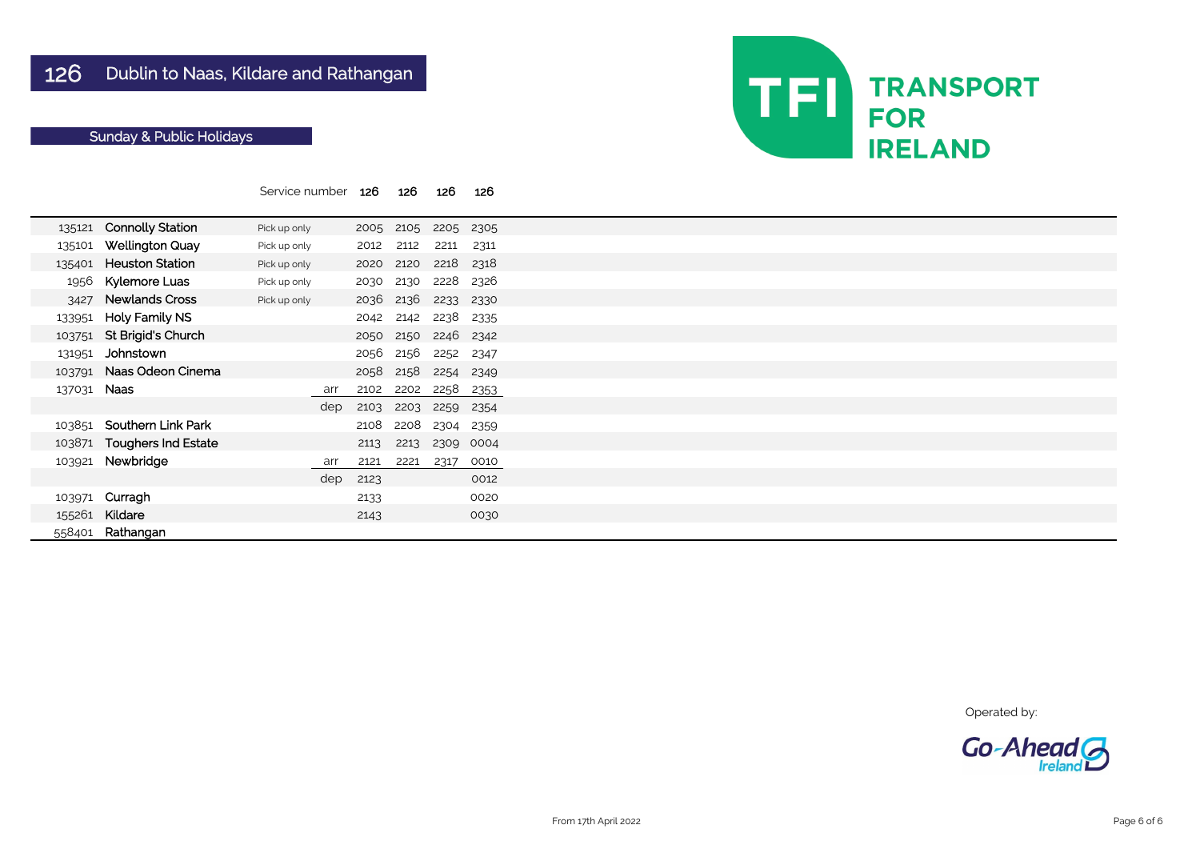# 126 Dublin to Naas, Kildare and Rathangan

## Sunday & Public Holidays

TRANSPORT FOR IRELAND

| | | | Service number | 126 | 126 | 126 | 126 |
|---|---|---|---|---|---|---|---|
| 135121 | Connolly Station | Pick up only | | 2005 | 2105 | 2205 | 2305 |
| 135101 | Wellington Quay | Pick up only | | 2012 | 2112 | 2211 | 2311 |
| 135401 | Heuston Station | Pick up only | | 2020 | 2120 | 2218 | 2318 |
| 1956 | Kylemore Luas | Pick up only | | 2030 | 2130 | 2228 | 2326 |
| 3427 | Newlands Cross | Pick up only | | 2036 | 2136 | 2233 | 2330 |
| 133951 | Holy Family NS | | | 2042 | 2142 | 2238 | 2335 |
| 103751 | St Brigid's Church | | | 2050 | 2150 | 2246 | 2342 |
| 131951 | Johnstown | | | 2056 | 2156 | 2252 | 2347 |
| 103791 | Naas Odeon Cinema | | | 2058 | 2158 | 2254 | 2349 |
| 137031 | Naas | | arr | 2102 | 2202 | 2258 | 2353 |
| | | | dep | 2103 | 2203 | 2259 | 2354 |
| 103851 | Southern Link Park | | | 2108 | 2208 | 2304 | 2359 |
| 103871 | Toughers Ind Estate | | | 2113 | 2213 | 2309 | 0004 |
| 103921 | Newbridge | | arr | 2121 | 2221 | 2317 | 0010 |
| | | | dep | 2123 | | | 0012 |
| 103971 | Curragh | | | 2133 | | | 0020 |
| 155261 | Kildare | | | 2143 | | | 0030 |
| 558401 | Rathangan | | | | | | |

Operated by: Go-Ahead Ireland

From 17th April 2022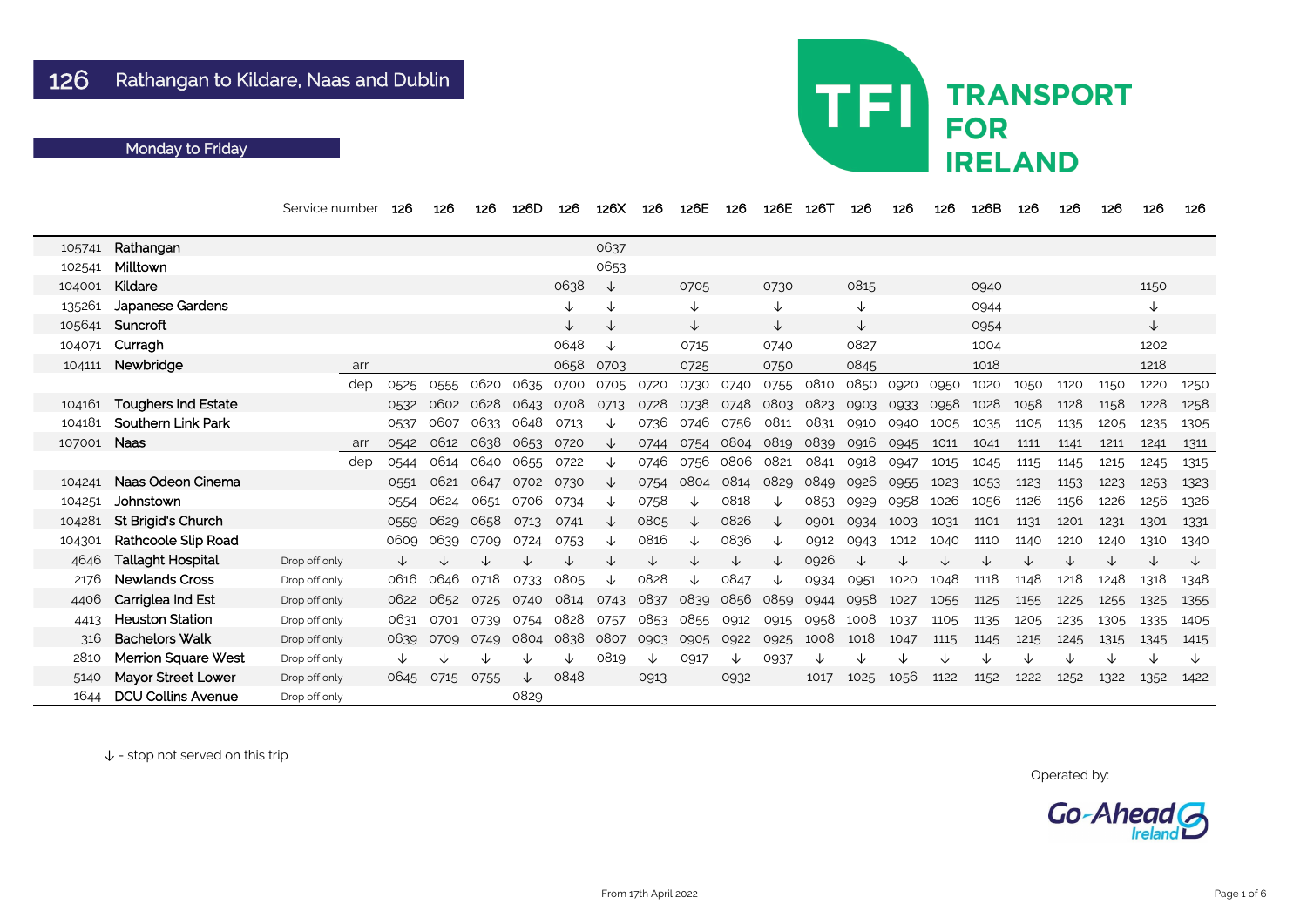# 126 Rathangan to Kildare, Naas and Dublin

## Monday to Friday

TRANSPORT FOR IRELAND

| | | Service number | | 126 | 126 | 126 | 126D | 126 | 126X | 126 | 126E | 126 | 126E | 126T | 126 | 126 | 126 | 126B | 126 | 126 | 126 | 126 | 126 |
|---|---|---|---|---|---|---|---|---|---|---|---|---|---|---|---|---|---|---|---|---|---|---|---|
| 105741 | Rathangan | | | | | | | | 0637 | | | | | | | | | | | | | | |
| 102541 | Milltown | | | | | | | | 0653 | | | | | | | | | | | | | | |
| 104001 | Kildare | | | | | | | 0638 | ↓ | | 0705 | | 0730 | | 0815 | | | 0940 | | | | 1150 | |
| 135261 | Japanese Gardens | | | | | | | ↓ | ↓ | | ↓ | | ↓ | | ↓ | | | 0944 | | | | ↓ | |
| 105641 | Suncroft | | | | | | | ↓ | ↓ | | ↓ | | ↓ | | ↓ | | | 0954 | | | | ↓ | |
| 104071 | Curragh | | | | | | | 0648 | ↓ | | 0715 | | 0740 | | 0827 | | | 1004 | | | | 1202 | |
| 104111 | Newbridge | | arr | | | | | 0658 | 0703 | | 0725 | | 0750 | | 0845 | | | 1018 | | | | 1218 | |
| | | | dep | 0525 | 0555 | 0620 | 0635 | 0700 | 0705 | 0720 | 0730 | 0740 | 0755 | 0810 | 0850 | 0920 | 0950 | 1020 | 1050 | 1120 | 1150 | 1220 | 1250 |
| 104161 | Toughers Ind Estate | | | 0532 | 0602 | 0628 | 0643 | 0708 | 0713 | 0728 | 0738 | 0748 | 0803 | 0823 | 0903 | 0933 | 0958 | 1028 | 1058 | 1128 | 1158 | 1228 | 1258 |
| 104181 | Southern Link Park | | | 0537 | 0607 | 0633 | 0648 | 0713 | ↓ | 0736 | 0746 | 0756 | 0811 | 0831 | 0910 | 0940 | 1005 | 1035 | 1105 | 1135 | 1205 | 1235 | 1305 |
| 107001 | Naas | | arr | 0542 | 0612 | 0638 | 0653 | 0720 | ↓ | 0744 | 0754 | 0804 | 0819 | 0839 | 0916 | 0945 | 1011 | 1041 | 1111 | 1141 | 1211 | 1241 | 1311 |
| | | | dep | 0544 | 0614 | 0640 | 0655 | 0722 | ↓ | 0746 | 0756 | 0806 | 0821 | 0841 | 0918 | 0947 | 1015 | 1045 | 1115 | 1145 | 1215 | 1245 | 1315 |
| 104241 | Naas Odeon Cinema | | | 0551 | 0621 | 0647 | 0702 | 0730 | ↓ | 0754 | 0804 | 0814 | 0829 | 0849 | 0926 | 0955 | 1023 | 1053 | 1123 | 1153 | 1223 | 1253 | 1323 |
| 104251 | Johnstown | | | 0554 | 0624 | 0651 | 0706 | 0734 | ↓ | 0758 | ↓ | 0818 | ↓ | 0853 | 0929 | 0958 | 1026 | 1056 | 1126 | 1156 | 1226 | 1256 | 1326 |
| 104281 | St Brigid's Church | | | 0559 | 0629 | 0658 | 0713 | 0741 | ↓ | 0805 | ↓ | 0826 | ↓ | 0901 | 0934 | 1003 | 1031 | 1101 | 1131 | 1201 | 1231 | 1301 | 1331 |
| 104301 | Rathcoole Slip Road | | | 0609 | 0639 | 0709 | 0724 | 0753 | ↓ | 0816 | ↓ | 0836 | ↓ | 0912 | 0943 | 1012 | 1040 | 1110 | 1140 | 1210 | 1240 | 1310 | 1340 |
| 4646 | Tallaght Hospital | Drop off only | | ↓ | ↓ | ↓ | ↓ | ↓ | ↓ | ↓ | ↓ | ↓ | ↓ | 0926 | ↓ | ↓ | ↓ | ↓ | ↓ | ↓ | ↓ | ↓ | ↓ |
| 2176 | Newlands Cross | Drop off only | | 0616 | 0646 | 0718 | 0733 | 0805 | ↓ | 0828 | ↓ | 0847 | ↓ | 0934 | 0951 | 1020 | 1048 | 1118 | 1148 | 1218 | 1248 | 1318 | 1348 |
| 4406 | Carriglea Ind Est | Drop off only | | 0622 | 0652 | 0725 | 0740 | 0814 | 0743 | 0837 | 0839 | 0856 | 0859 | 0944 | 0958 | 1027 | 1055 | 1125 | 1155 | 1225 | 1255 | 1325 | 1355 |
| 4413 | Heuston Station | Drop off only | | 0631 | 0701 | 0739 | 0754 | 0828 | 0757 | 0853 | 0855 | 0912 | 0915 | 0958 | 1008 | 1037 | 1105 | 1135 | 1205 | 1235 | 1305 | 1335 | 1405 |
| 316 | Bachelors Walk | Drop off only | | 0639 | 0709 | 0749 | 0804 | 0838 | 0807 | 0903 | 0905 | 0922 | 0925 | 1008 | 1018 | 1047 | 1115 | 1145 | 1215 | 1245 | 1315 | 1345 | 1415 |
| 2810 | Merrion Square West | Drop off only | | ↓ | ↓ | ↓ | ↓ | ↓ | 0819 | ↓ | 0917 | ↓ | 0937 | ↓ | ↓ | ↓ | ↓ | ↓ | ↓ | ↓ | ↓ | ↓ | ↓ |
| 5140 | Mayor Street Lower | Drop off only | | 0645 | 0715 | 0755 | ↓ | 0848 | | 0913 | | 0932 | | 1017 | 1025 | 1056 | 1122 | 1152 | 1222 | 1252 | 1322 | 1352 | 1422 |
| 1644 | DCU Collins Avenue | Drop off only | | | | | 0829 | | | | | | | | | | | | | | | | |

↓ - stop not served on this trip

Operated by: Go-Ahead Ireland

From 17th April 2022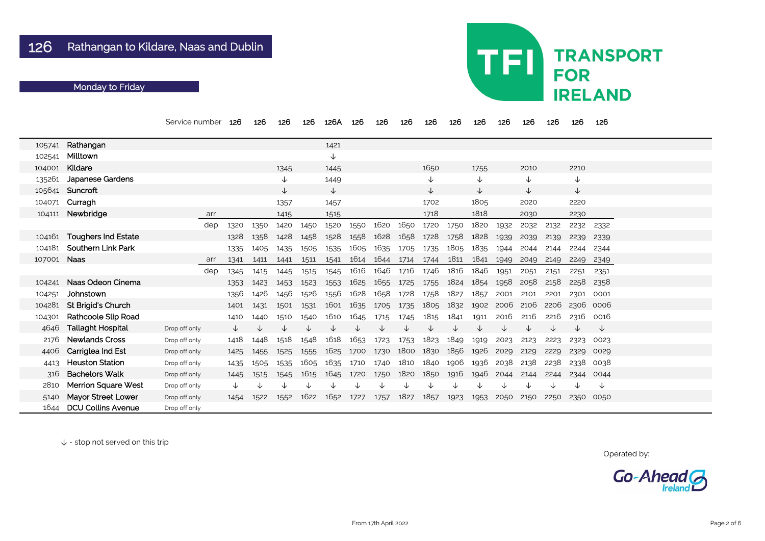# 126 Rathangan to Kildare, Naas and Dublin

## Monday to Friday

TFI TRANSPORT FOR IRELAND

| | | Service number | | 126 | 126 | 126 | 126 | 126A | 126 | 126 | 126 | 126 | 126 | 126 | 126 | 126 | 126 | 126 | 126 |
|---|---|---|---|---|---|---|---|---|---|---|---|---|---|---|---|---|---|---|---|
| 105741 | Rathangan | | | | | | | 1421 | | | | | | | | | | | |
| 102541 | Milltown | | | | | | | ↓ | | | | | | | | | | | |
| 104001 | Kildare | | | | | 1345 | | 1445 | | | | 1650 | | 1755 | | 2010 | | 2210 | |
| 135261 | Japanese Gardens | | | | | ↓ | | 1449 | | | | ↓ | | ↓ | | ↓ | | ↓ | |
| 105641 | Suncroft | | | | | ↓ | | ↓ | | | | ↓ | | ↓ | | ↓ | | ↓ | |
| 104071 | Curragh | | | | | 1357 | | 1457 | | | | 1702 | | 1805 | | 2020 | | 2220 | |
| 104111 | Newbridge | | arr | | | 1415 | | 1515 | | | | 1718 | | 1818 | | 2030 | | 2230 | |
| | | | dep | 1320 | 1350 | 1420 | 1450 | 1520 | 1550 | 1620 | 1650 | 1720 | 1750 | 1820 | 1932 | 2032 | 2132 | 2232 | 2332 |
| 104161 | Toughers Ind Estate | | | 1328 | 1358 | 1428 | 1458 | 1528 | 1558 | 1628 | 1658 | 1728 | 1758 | 1828 | 1939 | 2039 | 2139 | 2239 | 2339 |
| 104181 | Southern Link Park | | | 1335 | 1405 | 1435 | 1505 | 1535 | 1605 | 1635 | 1705 | 1735 | 1805 | 1835 | 1944 | 2044 | 2144 | 2244 | 2344 |
| 107001 | Naas | | arr | 1341 | 1411 | 1441 | 1511 | 1541 | 1614 | 1644 | 1714 | 1744 | 1811 | 1841 | 1949 | 2049 | 2149 | 2249 | 2349 |
| | | | dep | 1345 | 1415 | 1445 | 1515 | 1545 | 1616 | 1646 | 1716 | 1746 | 1816 | 1846 | 1951 | 2051 | 2151 | 2251 | 2351 |
| 104241 | Naas Odeon Cinema | | | 1353 | 1423 | 1453 | 1523 | 1553 | 1625 | 1655 | 1725 | 1755 | 1824 | 1854 | 1958 | 2058 | 2158 | 2258 | 2358 |
| 104251 | Johnstown | | | 1356 | 1426 | 1456 | 1526 | 1556 | 1628 | 1658 | 1728 | 1758 | 1827 | 1857 | 2001 | 2101 | 2201 | 2301 | 0001 |
| 104281 | St Brigid's Church | | | 1401 | 1431 | 1501 | 1531 | 1601 | 1635 | 1705 | 1735 | 1805 | 1832 | 1902 | 2006 | 2106 | 2206 | 2306 | 0006 |
| 104301 | Rathcoole Slip Road | | | 1410 | 1440 | 1510 | 1540 | 1610 | 1645 | 1715 | 1745 | 1815 | 1841 | 1911 | 2016 | 2116 | 2216 | 2316 | 0016 |
| 4646 | Tallaght Hospital | Drop off only | | ↓ | ↓ | ↓ | ↓ | ↓ | ↓ | ↓ | ↓ | ↓ | ↓ | ↓ | ↓ | ↓ | ↓ | ↓ | ↓ |
| 2176 | Newlands Cross | Drop off only | | 1418 | 1448 | 1518 | 1548 | 1618 | 1653 | 1723 | 1753 | 1823 | 1849 | 1919 | 2023 | 2123 | 2223 | 2323 | 0023 |
| 4406 | Carriglea Ind Est | Drop off only | | 1425 | 1455 | 1525 | 1555 | 1625 | 1700 | 1730 | 1800 | 1830 | 1856 | 1926 | 2029 | 2129 | 2229 | 2329 | 0029 |
| 4413 | Heuston Station | Drop off only | | 1435 | 1505 | 1535 | 1605 | 1635 | 1710 | 1740 | 1810 | 1840 | 1906 | 1936 | 2038 | 2138 | 2238 | 2338 | 0038 |
| 316 | Bachelors Walk | Drop off only | | 1445 | 1515 | 1545 | 1615 | 1645 | 1720 | 1750 | 1820 | 1850 | 1916 | 1946 | 2044 | 2144 | 2244 | 2344 | 0044 |
| 2810 | Merrion Square West | Drop off only | | ↓ | ↓ | ↓ | ↓ | ↓ | ↓ | ↓ | ↓ | ↓ | ↓ | ↓ | ↓ | ↓ | ↓ | ↓ | ↓ |
| 5140 | Mayor Street Lower | Drop off only | | 1454 | 1522 | 1552 | 1622 | 1652 | 1727 | 1757 | 1827 | 1857 | 1923 | 1953 | 2050 | 2150 | 2250 | 2350 | 0050 |
| 1644 | DCU Collins Avenue | Drop off only | | | | | | | | | | | | | | | | | |

↓ - stop not served on this trip

Operated by: Go-Ahead Ireland

From 17th April 2022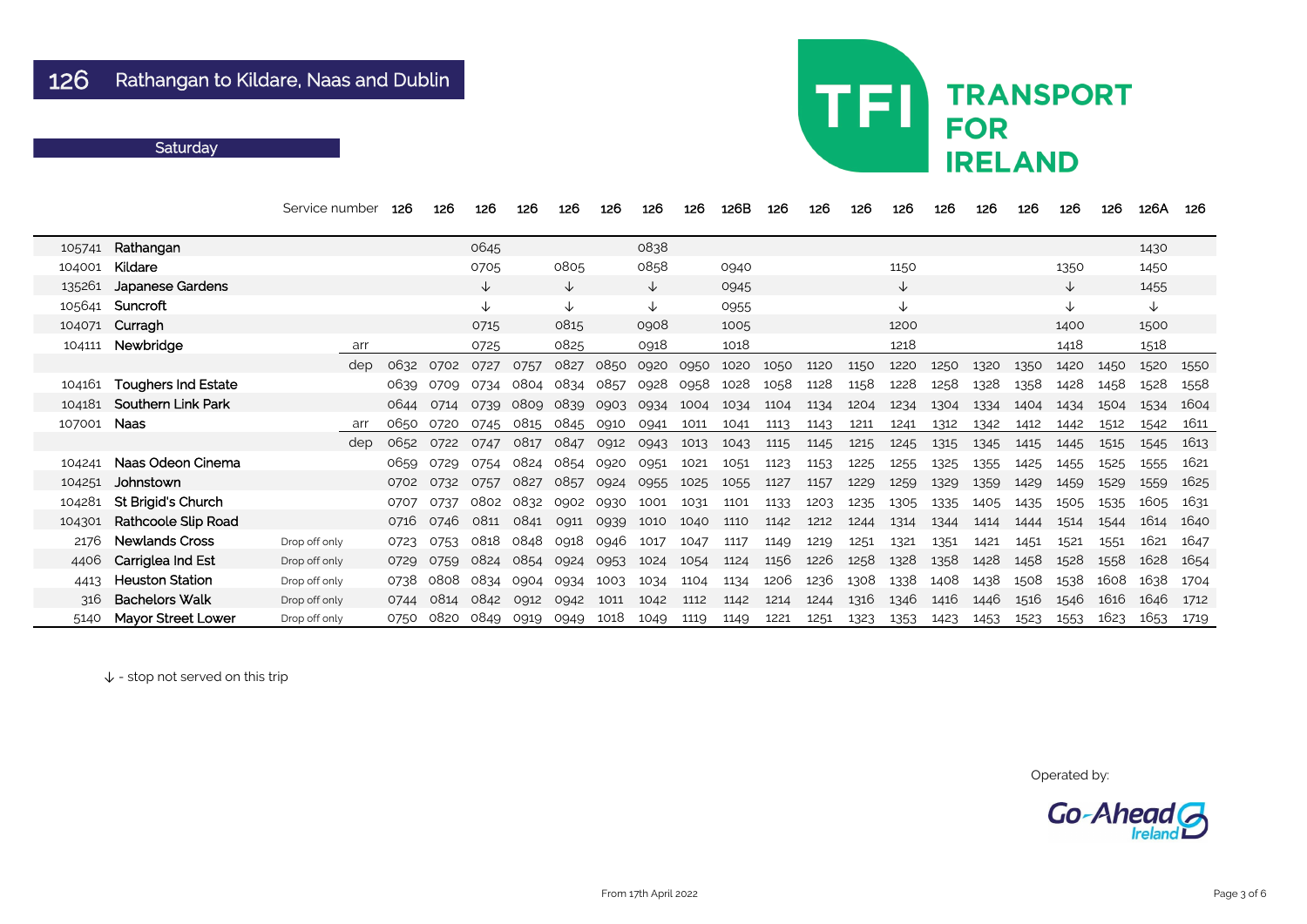# 126 Rathangan to Kildare, Naas and Dublin

**Saturday**

TFI TRANSPORT FOR IRELAND

| | | Service number | | 126 | 126 | 126 | 126 | 126 | 126 | 126 | 126 | 126B | 126 | 126 | 126 | 126 | 126 | 126 | 126 | 126 | 126 | 126A | 126 |
|---|---|---|---|---|---|---|---|---|---|---|---|---|---|---|---|---|---|---|---|---|---|---|---|
| 105741 | Rathangan | | | | | 0645 | | | | 0838 | | | | | | | | | | | | 1430 | |
| 104001 | Kildare | | | | | 0705 | | 0805 | | 0858 | | 0940 | | | | 1150 | | | | 1350 | | 1450 | |
| 135261 | Japanese Gardens | | | | | ↓ | | ↓ | | ↓ | | 0945 | | | | ↓ | | | | ↓ | | 1455 | |
| 105641 | Suncroft | | | | | ↓ | | ↓ | | ↓ | | 0955 | | | | ↓ | | | | ↓ | | ↓ | |
| 104071 | Curragh | | | | | 0715 | | 0815 | | 0908 | | 1005 | | | | 1200 | | | | 1400 | | 1500 | |
| 104111 | Newbridge | | arr | | | 0725 | | 0825 | | 0918 | | 1018 | | | | 1218 | | | | 1418 | | 1518 | |
| | | | dep | 0632 | 0702 | 0727 | 0757 | 0827 | 0850 | 0920 | 0950 | 1020 | 1050 | 1120 | 1150 | 1220 | 1250 | 1320 | 1350 | 1420 | 1450 | 1520 | 1550 |
| 104161 | Toughers Ind Estate | | | 0639 | 0709 | 0734 | 0804 | 0834 | 0857 | 0928 | 0958 | 1028 | 1058 | 1128 | 1158 | 1228 | 1258 | 1328 | 1358 | 1428 | 1458 | 1528 | 1558 |
| 104181 | Southern Link Park | | | 0644 | 0714 | 0739 | 0809 | 0839 | 0903 | 0934 | 1004 | 1034 | 1104 | 1134 | 1204 | 1234 | 1304 | 1334 | 1404 | 1434 | 1504 | 1534 | 1604 |
| 107001 | Naas | | arr | 0650 | 0720 | 0745 | 0815 | 0845 | 0910 | 0941 | 1011 | 1041 | 1113 | 1143 | 1211 | 1241 | 1312 | 1342 | 1412 | 1442 | 1512 | 1542 | 1611 |
| | | | dep | 0652 | 0722 | 0747 | 0817 | 0847 | 0912 | 0943 | 1013 | 1043 | 1115 | 1145 | 1215 | 1245 | 1315 | 1345 | 1415 | 1445 | 1515 | 1545 | 1613 |
| 104241 | Naas Odeon Cinema | | | 0659 | 0729 | 0754 | 0824 | 0854 | 0920 | 0951 | 1021 | 1051 | 1123 | 1153 | 1225 | 1255 | 1325 | 1355 | 1425 | 1455 | 1525 | 1555 | 1621 |
| 104251 | Johnstown | | | 0702 | 0732 | 0757 | 0827 | 0857 | 0924 | 0955 | 1025 | 1055 | 1127 | 1157 | 1229 | 1259 | 1329 | 1359 | 1429 | 1459 | 1529 | 1559 | 1625 |
| 104281 | St Brigid's Church | | | 0707 | 0737 | 0802 | 0832 | 0902 | 0930 | 1001 | 1031 | 1101 | 1133 | 1203 | 1235 | 1305 | 1335 | 1405 | 1435 | 1505 | 1535 | 1605 | 1631 |
| 104301 | Rathcoole Slip Road | | | 0716 | 0746 | 0811 | 0841 | 0911 | 0939 | 1010 | 1040 | 1110 | 1142 | 1212 | 1244 | 1314 | 1344 | 1414 | 1444 | 1514 | 1544 | 1614 | 1640 |
| 2176 | Newlands Cross | Drop off only | | 0723 | 0753 | 0818 | 0848 | 0918 | 0946 | 1017 | 1047 | 1117 | 1149 | 1219 | 1251 | 1321 | 1351 | 1421 | 1451 | 1521 | 1551 | 1621 | 1647 |
| 4406 | Carriglea Ind Est | Drop off only | | 0729 | 0759 | 0824 | 0854 | 0924 | 0953 | 1024 | 1054 | 1124 | 1156 | 1226 | 1258 | 1328 | 1358 | 1428 | 1458 | 1528 | 1558 | 1628 | 1654 |
| 4413 | Heuston Station | Drop off only | | 0738 | 0808 | 0834 | 0904 | 0934 | 1003 | 1034 | 1104 | 1134 | 1206 | 1236 | 1308 | 1338 | 1408 | 1438 | 1508 | 1538 | 1608 | 1638 | 1704 |
| 316 | Bachelors Walk | Drop off only | | 0744 | 0814 | 0842 | 0912 | 0942 | 1011 | 1042 | 1112 | 1142 | 1214 | 1244 | 1316 | 1346 | 1416 | 1446 | 1516 | 1546 | 1616 | 1646 | 1712 |
| 5140 | Mayor Street Lower | Drop off only | | 0750 | 0820 | 0849 | 0919 | 0949 | 1018 | 1049 | 1119 | 1149 | 1221 | 1251 | 1323 | 1353 | 1423 | 1453 | 1523 | 1553 | 1623 | 1653 | 1719 |

↓ - stop not served on this trip

Operated by: Go-Ahead Ireland

From 17th April 2022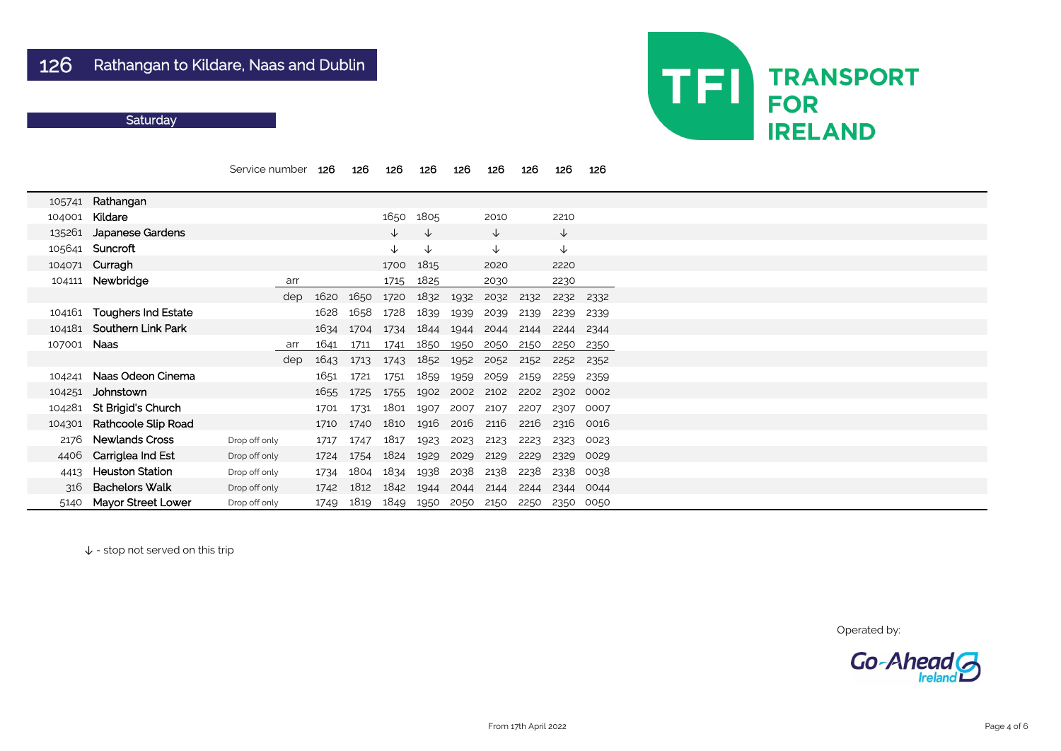# 126 Rathangan to Kildare, Naas and Dublin

## Saturday

TFI TRANSPORT FOR IRELAND

| | | | | | | | | | | | | |
|---|---|---|---|---|---|---|---|---|---|---|---|---|
| | Service number | | 126 | 126 | 126 | 126 | 126 | 126 | 126 | 126 | 126 |
| 105741 | Rathangan | | | | | | | | | | |
| 104001 | Kildare | | | | 1650 | 1805 | | 2010 | | 2210 | |
| 135261 | Japanese Gardens | | | | ↓ | ↓ | | ↓ | | ↓ | |
| 105641 | Suncroft | | | | ↓ | ↓ | | ↓ | | ↓ | |
| 104071 | Curragh | | | | 1700 | 1815 | | 2020 | | 2220 | |
| 104111 | Newbridge | arr | | | 1715 | 1825 | | 2030 | | 2230 | |
| | | dep | 1620 | 1650 | 1720 | 1832 | 1932 | 2032 | 2132 | 2232 | 2332 |
| 104161 | Toughers Ind Estate | | 1628 | 1658 | 1728 | 1839 | 1939 | 2039 | 2139 | 2239 | 2339 |
| 104181 | Southern Link Park | | 1634 | 1704 | 1734 | 1844 | 1944 | 2044 | 2144 | 2244 | 2344 |
| 107001 | Naas | arr | 1641 | 1711 | 1741 | 1850 | 1950 | 2050 | 2150 | 2250 | 2350 |
| | | dep | 1643 | 1713 | 1743 | 1852 | 1952 | 2052 | 2152 | 2252 | 2352 |
| 104241 | Naas Odeon Cinema | | 1651 | 1721 | 1751 | 1859 | 1959 | 2059 | 2159 | 2259 | 2359 |
| 104251 | Johnstown | | 1655 | 1725 | 1755 | 1902 | 2002 | 2102 | 2202 | 2302 | 0002 |
| 104281 | St Brigid's Church | | 1701 | 1731 | 1801 | 1907 | 2007 | 2107 | 2207 | 2307 | 0007 |
| 104301 | Rathcoole Slip Road | | 1710 | 1740 | 1810 | 1916 | 2016 | 2116 | 2216 | 2316 | 0016 |
| 2176 | Newlands Cross | Drop off only | 1717 | 1747 | 1817 | 1923 | 2023 | 2123 | 2223 | 2323 | 0023 |
| 4406 | Carriglea Ind Est | Drop off only | 1724 | 1754 | 1824 | 1929 | 2029 | 2129 | 2229 | 2329 | 0029 |
| 4413 | Heuston Station | Drop off only | 1734 | 1804 | 1834 | 1938 | 2038 | 2138 | 2238 | 2338 | 0038 |
| 316 | Bachelors Walk | Drop off only | 1742 | 1812 | 1842 | 1944 | 2044 | 2144 | 2244 | 2344 | 0044 |
| 5140 | Mayor Street Lower | Drop off only | 1749 | 1819 | 1849 | 1950 | 2050 | 2150 | 2250 | 2350 | 0050 |

↓ - stop not served on this trip

Operated by: Go-Ahead Ireland

From 17th April 2022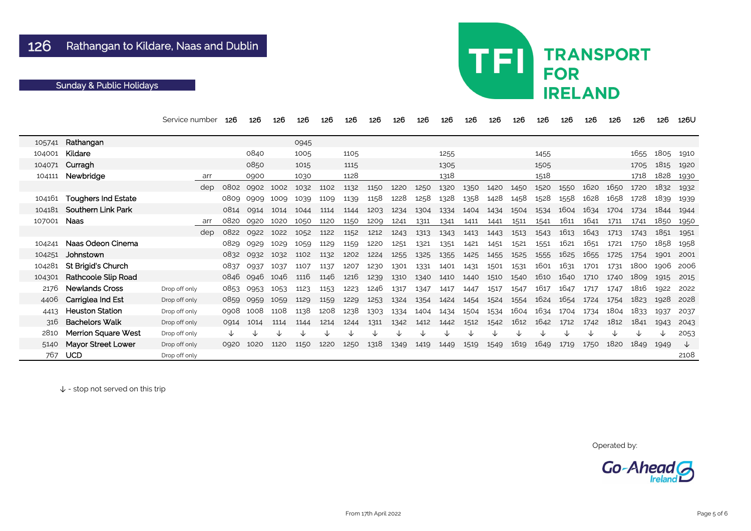# 126 Rathangan to Kildare, Naas and Dublin

## Sunday & Public Holidays

TRANSPORT FOR IRELAND

| | | Service number | | 126 | 126 | 126 | 126 | 126 | 126 | 126 | 126 | 126 | 126 | 126 | 126 | 126 | 126 | 126 | 126 | 126 | 126 | 126 | 126U |
|---|---|---|---|---|---|---|---|---|---|---|---|---|---|---|---|---|---|---|---|---|---|---|---|
| 105741 | Rathangan | | | | | | 0945 | | | | | | | | | | | | | | | | |
| 104001 | Kildare | | | | 0840 | | 1005 | | 1105 | | | | 1255 | | | | 1455 | | | | | 1655 | 1805 | 1910 |
| 104071 | Curragh | | | | 0850 | | 1015 | | 1115 | | | | 1305 | | | | 1505 | | | | | 1705 | 1815 | 1920 |
| 104111 | Newbridge | | arr | | 0900 | | 1030 | | 1128 | | | | 1318 | | | | 1518 | | | | | 1718 | 1828 | 1930 |
| | | | dep | 0802 | 0902 | 1002 | 1032 | 1102 | 1132 | 1150 | 1220 | 1250 | 1320 | 1350 | 1420 | 1450 | 1520 | 1550 | 1620 | 1650 | 1720 | 1832 | 1932 |
| 104161 | Toughers Ind Estate | | | 0809 | 0909 | 1009 | 1039 | 1109 | 1139 | 1158 | 1228 | 1258 | 1328 | 1358 | 1428 | 1458 | 1528 | 1558 | 1628 | 1658 | 1728 | 1839 | 1939 |
| 104181 | Southern Link Park | | | 0814 | 0914 | 1014 | 1044 | 1114 | 1144 | 1203 | 1234 | 1304 | 1334 | 1404 | 1434 | 1504 | 1534 | 1604 | 1634 | 1704 | 1734 | 1844 | 1944 |
| 107001 | Naas | | arr | 0820 | 0920 | 1020 | 1050 | 1120 | 1150 | 1209 | 1241 | 1311 | 1341 | 1411 | 1441 | 1511 | 1541 | 1611 | 1641 | 1711 | 1741 | 1850 | 1950 |
| | | | dep | 0822 | 0922 | 1022 | 1052 | 1122 | 1152 | 1212 | 1243 | 1313 | 1343 | 1413 | 1443 | 1513 | 1543 | 1613 | 1643 | 1713 | 1743 | 1851 | 1951 |
| 104241 | Naas Odeon Cinema | | | 0829 | 0929 | 1029 | 1059 | 1129 | 1159 | 1220 | 1251 | 1321 | 1351 | 1421 | 1451 | 1521 | 1551 | 1621 | 1651 | 1721 | 1750 | 1858 | 1958 |
| 104251 | Johnstown | | | 0832 | 0932 | 1032 | 1102 | 1132 | 1202 | 1224 | 1255 | 1325 | 1355 | 1425 | 1455 | 1525 | 1555 | 1625 | 1655 | 1725 | 1754 | 1901 | 2001 |
| 104281 | St Brigid's Church | | | 0837 | 0937 | 1037 | 1107 | 1137 | 1207 | 1230 | 1301 | 1331 | 1401 | 1431 | 1501 | 1531 | 1601 | 1631 | 1701 | 1731 | 1800 | 1906 | 2006 |
| 104301 | Rathcoole Slip Road | | | 0846 | 0946 | 1046 | 1116 | 1146 | 1216 | 1239 | 1310 | 1340 | 1410 | 1440 | 1510 | 1540 | 1610 | 1640 | 1710 | 1740 | 1809 | 1915 | 2015 |
| 2176 | Newlands Cross | Drop off only | | 0853 | 0953 | 1053 | 1123 | 1153 | 1223 | 1246 | 1317 | 1347 | 1417 | 1447 | 1517 | 1547 | 1617 | 1647 | 1717 | 1747 | 1816 | 1922 | 2022 |
| 4406 | Carriglea Ind Est | Drop off only | | 0859 | 0959 | 1059 | 1129 | 1159 | 1229 | 1253 | 1324 | 1354 | 1424 | 1454 | 1524 | 1554 | 1624 | 1654 | 1724 | 1754 | 1823 | 1928 | 2028 |
| 4413 | Heuston Station | Drop off only | | 0908 | 1008 | 1108 | 1138 | 1208 | 1238 | 1303 | 1334 | 1404 | 1434 | 1504 | 1534 | 1604 | 1634 | 1704 | 1734 | 1804 | 1833 | 1937 | 2037 |
| 316 | Bachelors Walk | Drop off only | | 0914 | 1014 | 1114 | 1144 | 1214 | 1244 | 1311 | 1342 | 1412 | 1442 | 1512 | 1542 | 1612 | 1642 | 1712 | 1742 | 1812 | 1841 | 1943 | 2043 |
| 2810 | Merrion Square West | Drop off only | | ↓ | ↓ | ↓ | ↓ | ↓ | ↓ | ↓ | ↓ | ↓ | ↓ | ↓ | ↓ | ↓ | ↓ | ↓ | ↓ | ↓ | ↓ | ↓ | 2053 |
| 5140 | Mayor Street Lower | Drop off only | | 0920 | 1020 | 1120 | 1150 | 1220 | 1250 | 1318 | 1349 | 1419 | 1449 | 1519 | 1549 | 1619 | 1649 | 1719 | 1750 | 1820 | 1849 | 1949 | ↓ |
| 767 | UCD | Drop off only | | | | | | | | | | | | | | | | | | | | | 2108 |

↓ - stop not served on this trip

Operated by: Go-Ahead Ireland

From 17th April 2022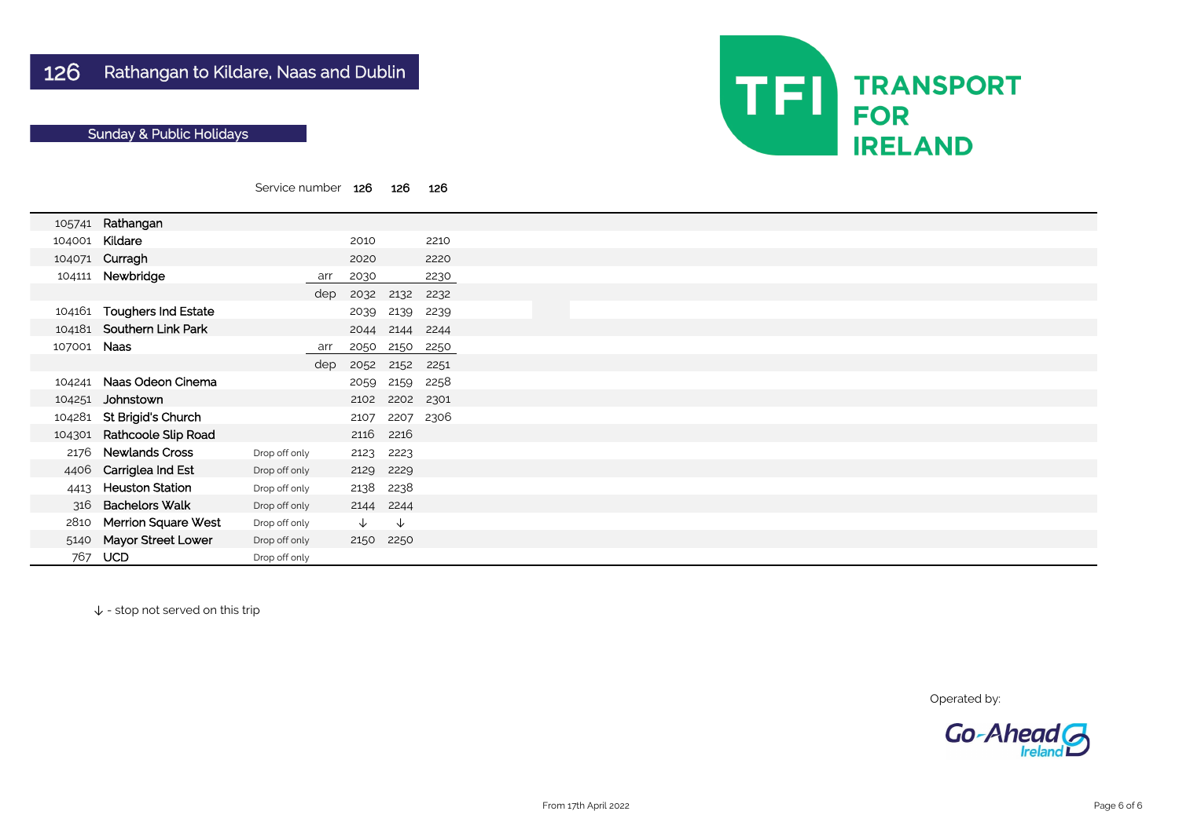# 126 Rathangan to Kildare, Naas and Dublin

## Sunday & Public Holidays

TRANSPORT FOR IRELAND

| | Service number | | | 126 | 126 | 126 |
|---|---|---|---|---|---|---|
| 105741 | Rathangan | | | | | |
| 104001 | Kildare | | | 2010 | | 2210 |
| 104071 | Curragh | | | 2020 | | 2220 |
| 104111 | Newbridge | | arr | 2030 | | 2230 |
| | | | dep | 2032 | 2132 | 2232 |
| 104161 | Toughers Ind Estate | | | 2039 | 2139 | 2239 |
| 104181 | Southern Link Park | | | 2044 | 2144 | 2244 |
| 107001 | Naas | | arr | 2050 | 2150 | 2250 |
| | | | dep | 2052 | 2152 | 2251 |
| 104241 | Naas Odeon Cinema | | | 2059 | 2159 | 2258 |
| 104251 | Johnstown | | | 2102 | 2202 | 2301 |
| 104281 | St Brigid's Church | | | 2107 | 2207 | 2306 |
| 104301 | Rathcoole Slip Road | | | 2116 | 2216 | |
| 2176 | Newlands Cross | Drop off only | | 2123 | 2223 | |
| 4406 | Carriglea Ind Est | Drop off only | | 2129 | 2229 | |
| 4413 | Heuston Station | Drop off only | | 2138 | 2238 | |
| 316 | Bachelors Walk | Drop off only | | 2144 | 2244 | |
| 2810 | Merrion Square West | Drop off only | | ↓ | ↓ | |
| 5140 | Mayor Street Lower | Drop off only | | 2150 | 2250 | |
| 767 | UCD | Drop off only | | | | |

↓ - stop not served on this trip

Operated by: Go-Ahead Ireland

From 17th April 2022